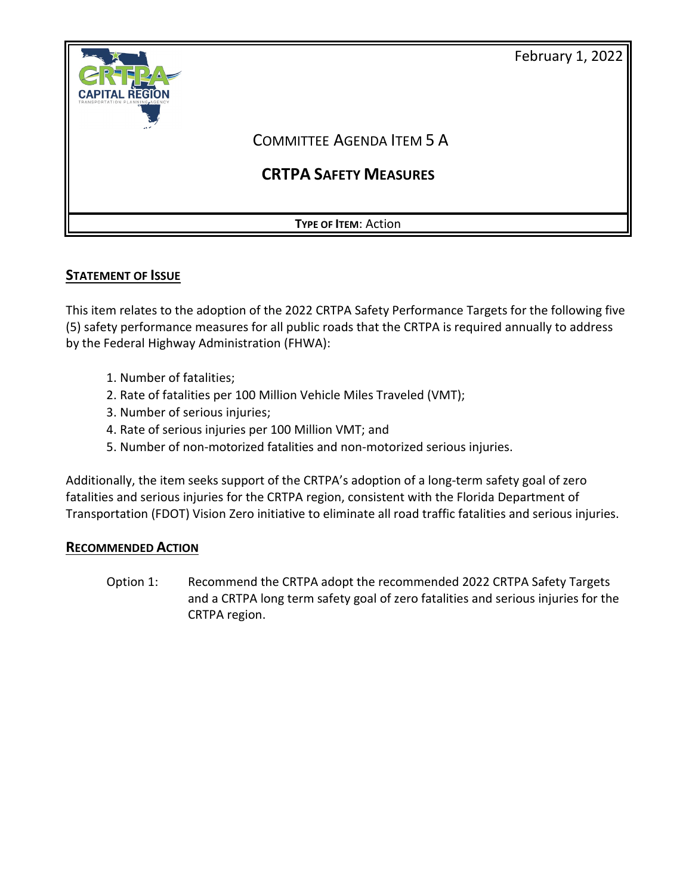February 1, 2022

# COMMITTEE AGENDA ITEM 5 A

## CRTPA SAFETY MEASURES

**TYPE OF ITEM**: Action

### STATEMENT OF ISSUE

This item relates to the adoption of the 2022 CRTPA Safety Performance Targets for the following five (5) safety performance measures for all public roads that the CRTPA is required annually to address by the Federal Highway Administration (FHWA):

1. Number of fatalities;
2. Rate of fatalities per 100 Million Vehicle Miles Traveled (VMT);
3. Number of serious injuries;
4. Rate of serious injuries per 100 Million VMT; and
5. Number of non-motorized fatalities and non-motorized serious injuries.

Additionally, the item seeks support of the CRTPA's adoption of a long-term safety goal of zero fatalities and serious injuries for the CRTPA region, consistent with the Florida Department of Transportation (FDOT) Vision Zero initiative to eliminate all road traffic fatalities and serious injuries.

### RECOMMENDED ACTION

Option 1: Recommend the CRTPA adopt the recommended 2022 CRTPA Safety Targets and a CRTPA long term safety goal of zero fatalities and serious injuries for the CRTPA region.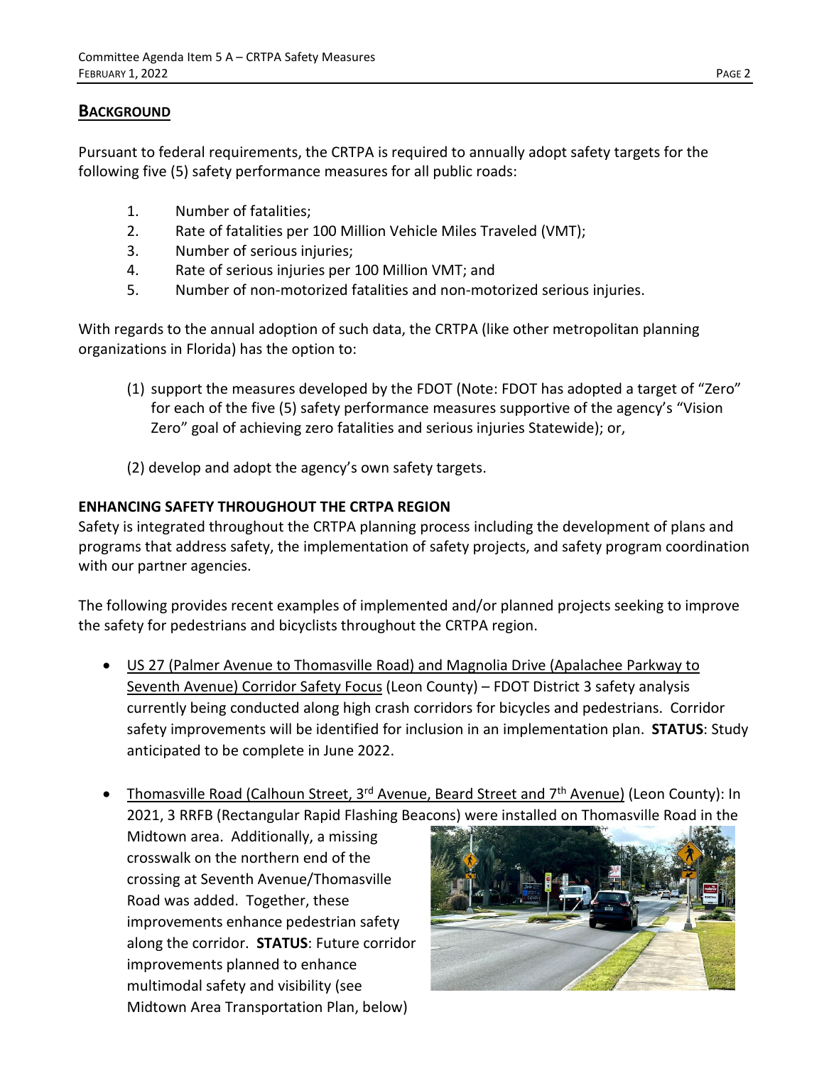## BACKGROUND

Pursuant to federal requirements, the CRTPA is required to annually adopt safety targets for the following five (5) safety performance measures for all public roads:

1. Number of fatalities;
2. Rate of fatalities per 100 Million Vehicle Miles Traveled (VMT);
3. Number of serious injuries;
4. Rate of serious injuries per 100 Million VMT; and
5. Number of non-motorized fatalities and non-motorized serious injuries.

With regards to the annual adoption of such data, the CRTPA (like other metropolitan planning organizations in Florida) has the option to:

(1) support the measures developed by the FDOT (Note: FDOT has adopted a target of "Zero" for each of the five (5) safety performance measures supportive of the agency's "Vision Zero" goal of achieving zero fatalities and serious injuries Statewide); or,

(2) develop and adopt the agency's own safety targets.

**ENHANCING SAFETY THROUGHOUT THE CRTPA REGION**

Safety is integrated throughout the CRTPA planning process including the development of plans and programs that address safety, the implementation of safety projects, and safety program coordination with our partner agencies.

The following provides recent examples of implemented and/or planned projects seeking to improve the safety for pedestrians and bicyclists throughout the CRTPA region.

- US 27 (Palmer Avenue to Thomasville Road) and Magnolia Drive (Apalachee Parkway to Seventh Avenue) Corridor Safety Focus (Leon County) – FDOT District 3 safety analysis currently being conducted along high crash corridors for bicycles and pedestrians. Corridor safety improvements will be identified for inclusion in an implementation plan. **STATUS**: Study anticipated to be complete in June 2022.

- Thomasville Road (Calhoun Street, 3rd Avenue, Beard Street and 7th Avenue) (Leon County): In 2021, 3 RRFB (Rectangular Rapid Flashing Beacons) were installed on Thomasville Road in the Midtown area. Additionally, a missing crosswalk on the northern end of the crossing at Seventh Avenue/Thomasville Road was added. Together, these improvements enhance pedestrian safety along the corridor. **STATUS**: Future corridor improvements planned to enhance multimodal safety and visibility (see Midtown Area Transportation Plan, below)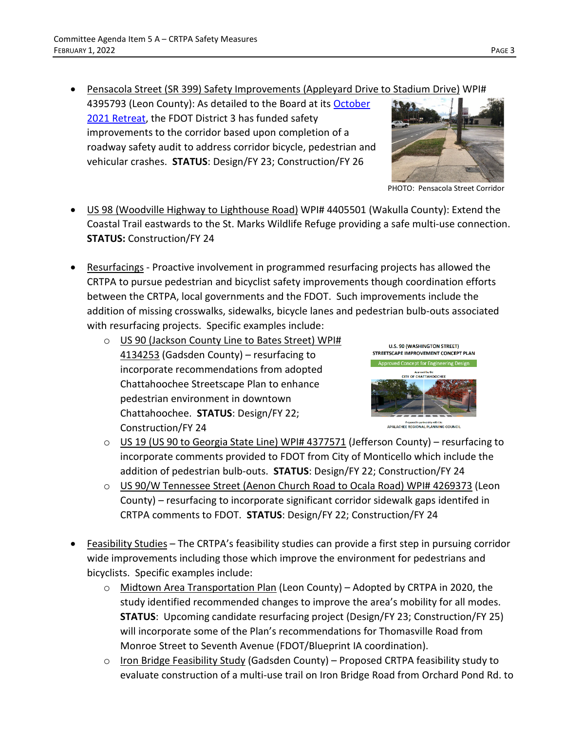- Pensacola Street (SR 399) Safety Improvements (Appleyard Drive to Stadium Drive) WPI# 4395793 (Leon County): As detailed to the Board at its October 2021 Retreat, the FDOT District 3 has funded safety improvements to the corridor based upon completion of a roadway safety audit to address corridor bicycle, pedestrian and vehicular crashes. **STATUS**: Design/FY 23; Construction/FY 26

  PHOTO: Pensacola Street Corridor

- US 98 (Woodville Highway to Lighthouse Road) WPI# 4405501 (Wakulla County): Extend the Coastal Trail eastwards to the St. Marks Wildlife Refuge providing a safe multi-use connection. **STATUS:** Construction/FY 24

- Resurfacings - Proactive involvement in programmed resurfacing projects has allowed the CRTPA to pursue pedestrian and bicyclist safety improvements though coordination efforts between the CRTPA, local governments and the FDOT. Such improvements include the addition of missing crosswalks, sidewalks, bicycle lanes and pedestrian bulb-outs associated with resurfacing projects. Specific examples include:
  - US 90 (Jackson County Line to Bates Street) WPI# 4134253 (Gadsden County) – resurfacing to incorporate recommendations from adopted Chattahoochee Streetscape Plan to enhance pedestrian environment in downtown Chattahoochee. **STATUS**: Design/FY 22; Construction/FY 24
  - US 19 (US 90 to Georgia State Line) WPI# 4377571 (Jefferson County) – resurfacing to incorporate comments provided to FDOT from City of Monticello which include the addition of pedestrian bulb-outs. **STATUS**: Design/FY 22; Construction/FY 24
  - US 90/W Tennessee Street (Aenon Church Road to Ocala Road) WPI# 4269373 (Leon County) – resurfacing to incorporate significant corridor sidewalk gaps identifed in CRTPA comments to FDOT. **STATUS**: Design/FY 22; Construction/FY 24

- Feasibility Studies – The CRTPA's feasibility studies can provide a first step in pursuing corridor wide improvements including those which improve the environment for pedestrians and bicyclists. Specific examples include:
  - Midtown Area Transportation Plan (Leon County) – Adopted by CRTPA in 2020, the study identified recommended changes to improve the area's mobility for all modes. **STATUS**: Upcoming candidate resurfacing project (Design/FY 23; Construction/FY 25) will incorporate some of the Plan's recommendations for Thomasville Road from Monroe Street to Seventh Avenue (FDOT/Blueprint IA coordination).
  - Iron Bridge Feasibility Study (Gadsden County) – Proposed CRTPA feasibility study to evaluate construction of a multi-use trail on Iron Bridge Road from Orchard Pond Rd. to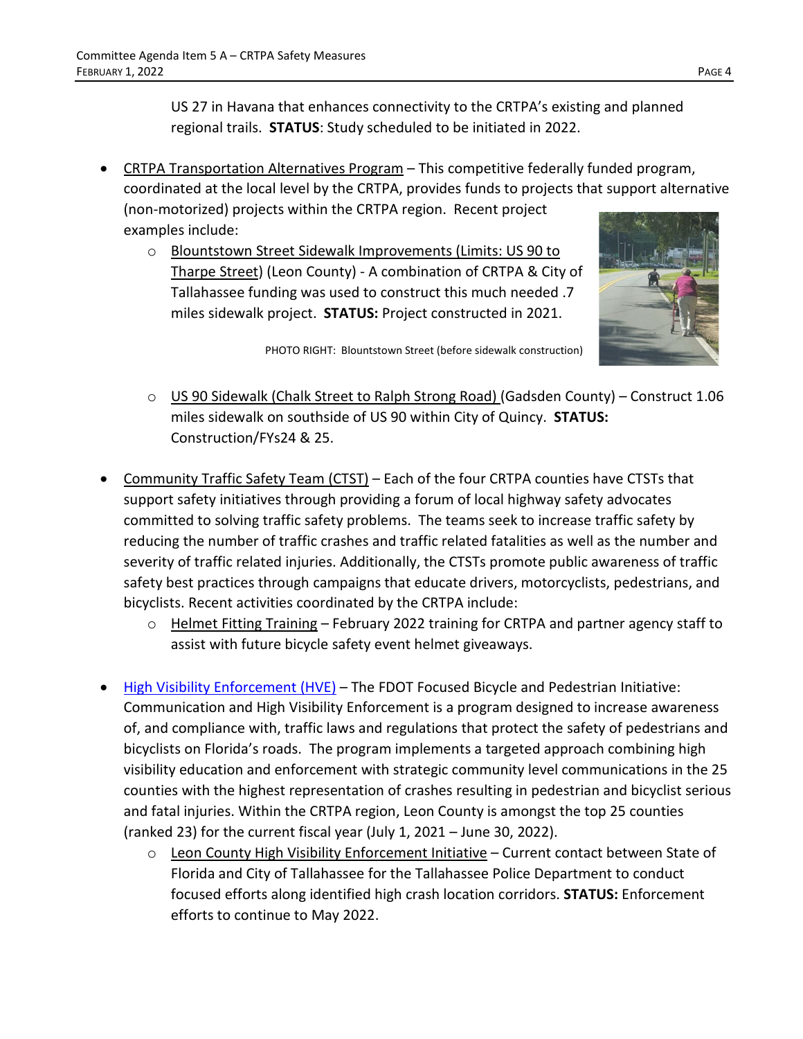US 27 in Havana that enhances connectivity to the CRTPA's existing and planned regional trails. **STATUS**: Study scheduled to be initiated in 2022.

- CRTPA Transportation Alternatives Program – This competitive federally funded program, coordinated at the local level by the CRTPA, provides funds to projects that support alternative (non-motorized) projects within the CRTPA region. Recent project examples include:
    - Blountstown Street Sidewalk Improvements (Limits: US 90 to Tharpe Street) (Leon County) - A combination of CRTPA & City of Tallahassee funding was used to construct this much needed .7 miles sidewalk project. **STATUS:** Project constructed in 2021.

      PHOTO RIGHT: Blountstown Street (before sidewalk construction)

    - US 90 Sidewalk (Chalk Street to Ralph Strong Road) (Gadsden County) – Construct 1.06 miles sidewalk on southside of US 90 within City of Quincy. **STATUS:** Construction/FYs24 & 25.

- Community Traffic Safety Team (CTST) – Each of the four CRTPA counties have CTSTs that support safety initiatives through providing a forum of local highway safety advocates committed to solving traffic safety problems. The teams seek to increase traffic safety by reducing the number of traffic crashes and traffic related fatalities as well as the number and severity of traffic related injuries. Additionally, the CTSTs promote public awareness of traffic safety best practices through campaigns that educate drivers, motorcyclists, pedestrians, and bicyclists. Recent activities coordinated by the CRTPA include:
    - Helmet Fitting Training – February 2022 training for CRTPA and partner agency staff to assist with future bicycle safety event helmet giveaways.

- High Visibility Enforcement (HVE) – The FDOT Focused Bicycle and Pedestrian Initiative: Communication and High Visibility Enforcement is a program designed to increase awareness of, and compliance with, traffic laws and regulations that protect the safety of pedestrians and bicyclists on Florida's roads. The program implements a targeted approach combining high visibility education and enforcement with strategic community level communications in the 25 counties with the highest representation of crashes resulting in pedestrian and bicyclist serious and fatal injuries. Within the CRTPA region, Leon County is amongst the top 25 counties (ranked 23) for the current fiscal year (July 1, 2021 – June 30, 2022).
    - Leon County High Visibility Enforcement Initiative – Current contact between State of Florida and City of Tallahassee for the Tallahassee Police Department to conduct focused efforts along identified high crash location corridors. **STATUS:** Enforcement efforts to continue to May 2022.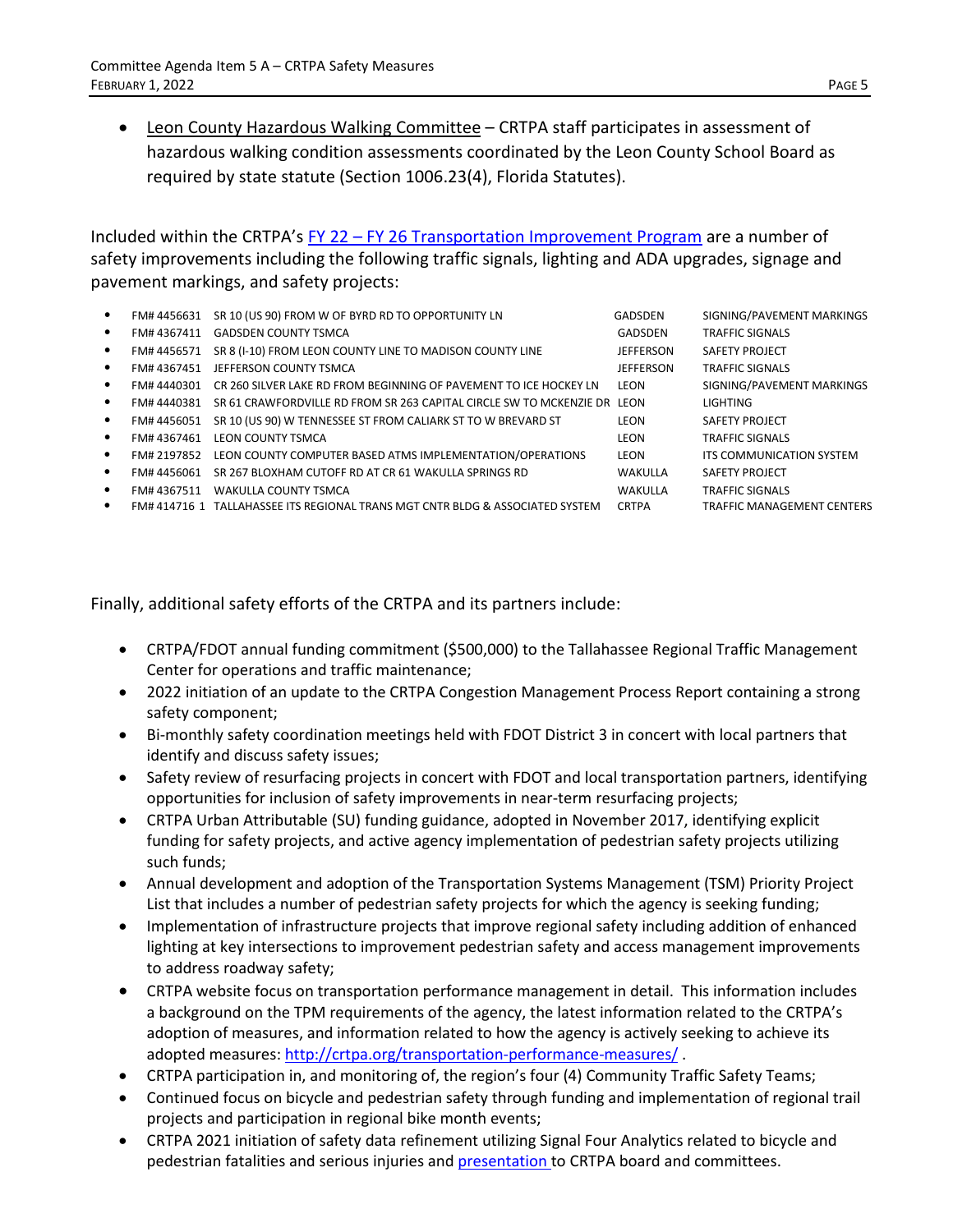- Leon County Hazardous Walking Committee – CRTPA staff participates in assessment of hazardous walking condition assessments coordinated by the Leon County School Board as required by state statute (Section 1006.23(4), Florida Statutes).

Included within the CRTPA's FY 22 – FY 26 Transportation Improvement Program are a number of safety improvements including the following traffic signals, lighting and ADA upgrades, signage and pavement markings, and safety projects:

- FM# 4456631 SR 10 (US 90) FROM W OF BYRD RD TO OPPORTUNITY LN — GADSDEN — SIGNING/PAVEMENT MARKINGS
- FM# 4367411 GADSDEN COUNTY TSMCA — GADSDEN — TRAFFIC SIGNALS
- FM# 4456571 SR 8 (I-10) FROM LEON COUNTY LINE TO MADISON COUNTY LINE — JEFFERSON — SAFETY PROJECT
- FM# 4367451 JEFFERSON COUNTY TSMCA — JEFFERSON — TRAFFIC SIGNALS
- FM# 4440301 CR 260 SILVER LAKE RD FROM BEGINNING OF PAVEMENT TO ICE HOCKEY LN — LEON — SIGNING/PAVEMENT MARKINGS
- FM# 4440381 SR 61 CRAWFORDVILLE RD FROM SR 263 CAPITAL CIRCLE SW TO MCKENZIE DR — LEON — LIGHTING
- FM# 4456051 SR 10 (US 90) W TENNESSEE ST FROM CALIARK ST TO W BREVARD ST — LEON — SAFETY PROJECT
- FM# 4367461 LEON COUNTY TSMCA — LEON — TRAFFIC SIGNALS
- FM# 2197852 LEON COUNTY COMPUTER BASED ATMS IMPLEMENTATION/OPERATIONS — LEON — ITS COMMUNICATION SYSTEM
- FM# 4456061 SR 267 BLOXHAM CUTOFF RD AT CR 61 WAKULLA SPRINGS RD — WAKULLA — SAFETY PROJECT
- FM# 4367511 WAKULLA COUNTY TSMCA — WAKULLA — TRAFFIC SIGNALS
- FM# 414716 1 TALLAHASSEE ITS REGIONAL TRANS MGT CNTR BLDG & ASSOCIATED SYSTEM — CRTPA — TRAFFIC MANAGEMENT CENTERS

Finally, additional safety efforts of the CRTPA and its partners include:

- CRTPA/FDOT annual funding commitment ($500,000) to the Tallahassee Regional Traffic Management Center for operations and traffic maintenance;
- 2022 initiation of an update to the CRTPA Congestion Management Process Report containing a strong safety component;
- Bi-monthly safety coordination meetings held with FDOT District 3 in concert with local partners that identify and discuss safety issues;
- Safety review of resurfacing projects in concert with FDOT and local transportation partners, identifying opportunities for inclusion of safety improvements in near-term resurfacing projects;
- CRTPA Urban Attributable (SU) funding guidance, adopted in November 2017, identifying explicit funding for safety projects, and active agency implementation of pedestrian safety projects utilizing such funds;
- Annual development and adoption of the Transportation Systems Management (TSM) Priority Project List that includes a number of pedestrian safety projects for which the agency is seeking funding;
- Implementation of infrastructure projects that improve regional safety including addition of enhanced lighting at key intersections to improvement pedestrian safety and access management improvements to address roadway safety;
- CRTPA website focus on transportation performance management in detail. This information includes a background on the TPM requirements of the agency, the latest information related to the CRTPA's adoption of measures, and information related to how the agency is actively seeking to achieve its adopted measures: http://crtpa.org/transportation-performance-measures/ .
- CRTPA participation in, and monitoring of, the region's four (4) Community Traffic Safety Teams;
- Continued focus on bicycle and pedestrian safety through funding and implementation of regional trail projects and participation in regional bike month events;
- CRTPA 2021 initiation of safety data refinement utilizing Signal Four Analytics related to bicycle and pedestrian fatalities and serious injuries and presentation to CRTPA board and committees.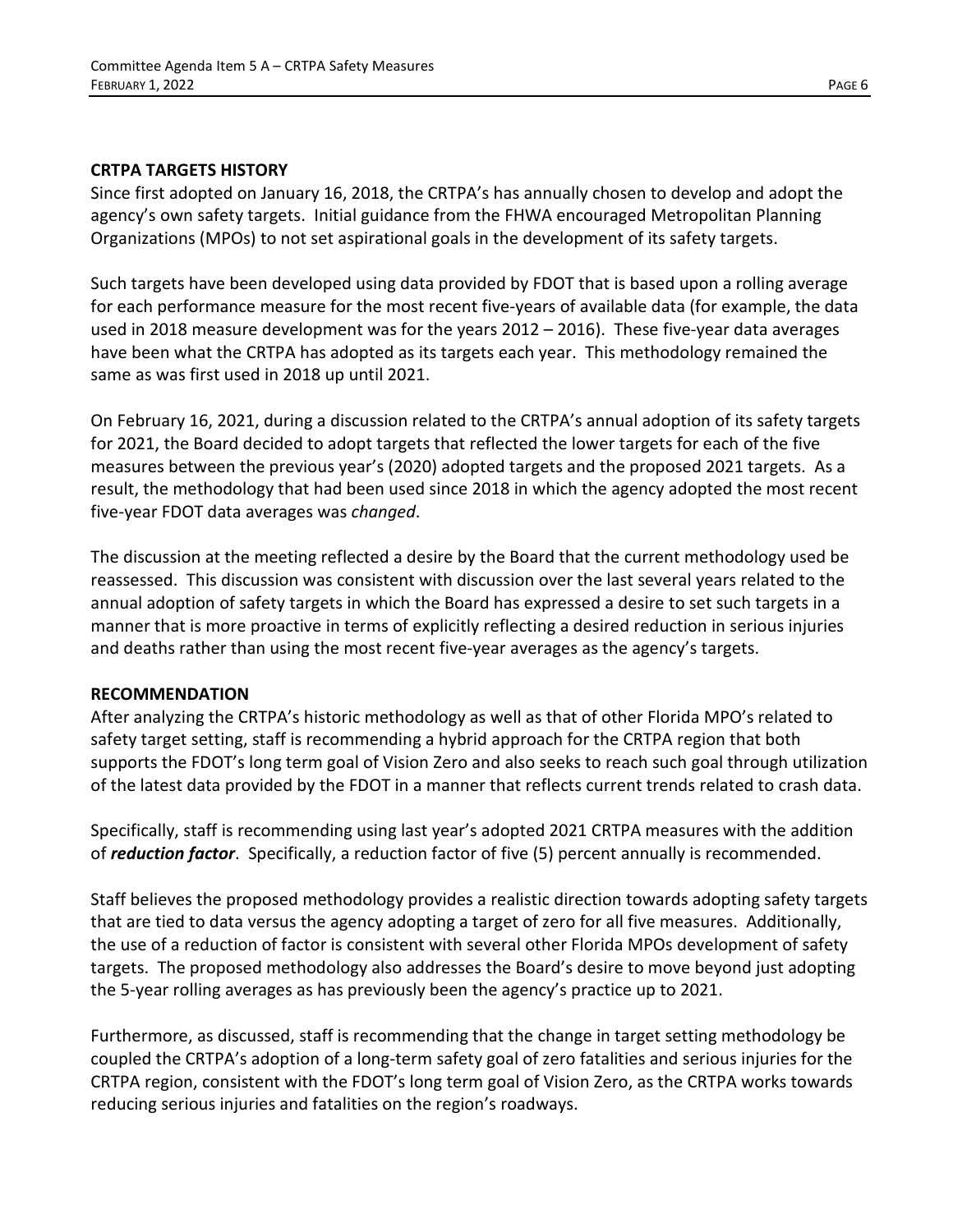## CRTPA TARGETS HISTORY

Since first adopted on January 16, 2018, the CRTPA's has annually chosen to develop and adopt the agency's own safety targets. Initial guidance from the FHWA encouraged Metropolitan Planning Organizations (MPOs) to not set aspirational goals in the development of its safety targets.

Such targets have been developed using data provided by FDOT that is based upon a rolling average for each performance measure for the most recent five-years of available data (for example, the data used in 2018 measure development was for the years 2012 – 2016). These five-year data averages have been what the CRTPA has adopted as its targets each year. This methodology remained the same as was first used in 2018 up until 2021.

On February 16, 2021, during a discussion related to the CRTPA's annual adoption of its safety targets for 2021, the Board decided to adopt targets that reflected the lower targets for each of the five measures between the previous year's (2020) adopted targets and the proposed 2021 targets. As a result, the methodology that had been used since 2018 in which the agency adopted the most recent five-year FDOT data averages was *changed*.

The discussion at the meeting reflected a desire by the Board that the current methodology used be reassessed. This discussion was consistent with discussion over the last several years related to the annual adoption of safety targets in which the Board has expressed a desire to set such targets in a manner that is more proactive in terms of explicitly reflecting a desired reduction in serious injuries and deaths rather than using the most recent five-year averages as the agency's targets.

## RECOMMENDATION

After analyzing the CRTPA's historic methodology as well as that of other Florida MPO's related to safety target setting, staff is recommending a hybrid approach for the CRTPA region that both supports the FDOT's long term goal of Vision Zero and also seeks to reach such goal through utilization of the latest data provided by the FDOT in a manner that reflects current trends related to crash data.

Specifically, staff is recommending using last year's adopted 2021 CRTPA measures with the addition of ***reduction factor***. Specifically, a reduction factor of five (5) percent annually is recommended.

Staff believes the proposed methodology provides a realistic direction towards adopting safety targets that are tied to data versus the agency adopting a target of zero for all five measures. Additionally, the use of a reduction of factor is consistent with several other Florida MPOs development of safety targets. The proposed methodology also addresses the Board's desire to move beyond just adopting the 5-year rolling averages as has previously been the agency's practice up to 2021.

Furthermore, as discussed, staff is recommending that the change in target setting methodology be coupled the CRTPA's adoption of a long-term safety goal of zero fatalities and serious injuries for the CRTPA region, consistent with the FDOT's long term goal of Vision Zero, as the CRTPA works towards reducing serious injuries and fatalities on the region's roadways.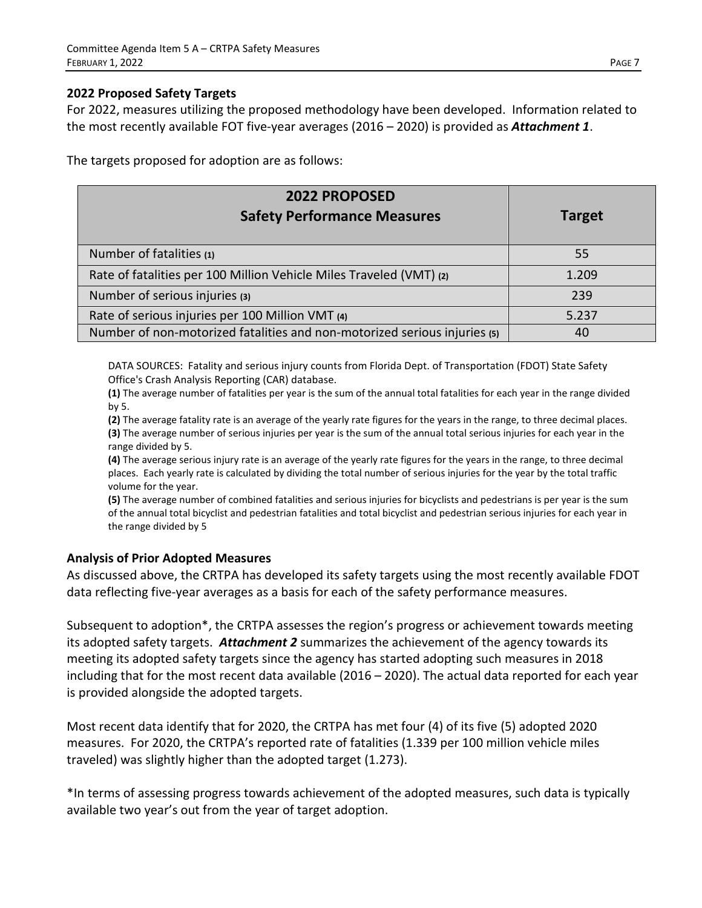## 2022 Proposed Safety Targets

For 2022, measures utilizing the proposed methodology have been developed. Information related to the most recently available FOT five-year averages (2016 – 2020) is provided as ***Attachment 1***.

The targets proposed for adoption are as follows:

| 2022 PROPOSED Safety Performance Measures | Target |
|---|---|
| Number of fatalities (1) | 55 |
| Rate of fatalities per 100 Million Vehicle Miles Traveled (VMT) (2) | 1.209 |
| Number of serious injuries (3) | 239 |
| Rate of serious injuries per 100 Million VMT (4) | 5.237 |
| Number of non-motorized fatalities and non-motorized serious injuries (5) | 40 |

DATA SOURCES: Fatality and serious injury counts from Florida Dept. of Transportation (FDOT) State Safety Office's Crash Analysis Reporting (CAR) database.

**(1)** The average number of fatalities per year is the sum of the annual total fatalities for each year in the range divided by 5.

**(2)** The average fatality rate is an average of the yearly rate figures for the years in the range, to three decimal places.

**(3)** The average number of serious injuries per year is the sum of the annual total serious injuries for each year in the range divided by 5.

**(4)** The average serious injury rate is an average of the yearly rate figures for the years in the range, to three decimal places. Each yearly rate is calculated by dividing the total number of serious injuries for the year by the total traffic volume for the year.

**(5)** The average number of combined fatalities and serious injuries for bicyclists and pedestrians is per year is the sum of the annual total bicyclist and pedestrian fatalities and total bicyclist and pedestrian serious injuries for each year in the range divided by 5

## Analysis of Prior Adopted Measures

As discussed above, the CRTPA has developed its safety targets using the most recently available FDOT data reflecting five-year averages as a basis for each of the safety performance measures.

Subsequent to adoption*, the CRTPA assesses the region's progress or achievement towards meeting its adopted safety targets. ***Attachment 2*** summarizes the achievement of the agency towards its meeting its adopted safety targets since the agency has started adopting such measures in 2018 including that for the most recent data available (2016 – 2020). The actual data reported for each year is provided alongside the adopted targets.

Most recent data identify that for 2020, the CRTPA has met four (4) of its five (5) adopted 2020 measures. For 2020, the CRTPA's reported rate of fatalities (1.339 per 100 million vehicle miles traveled) was slightly higher than the adopted target (1.273).

*In terms of assessing progress towards achievement of the adopted measures, such data is typically available two year's out from the year of target adoption.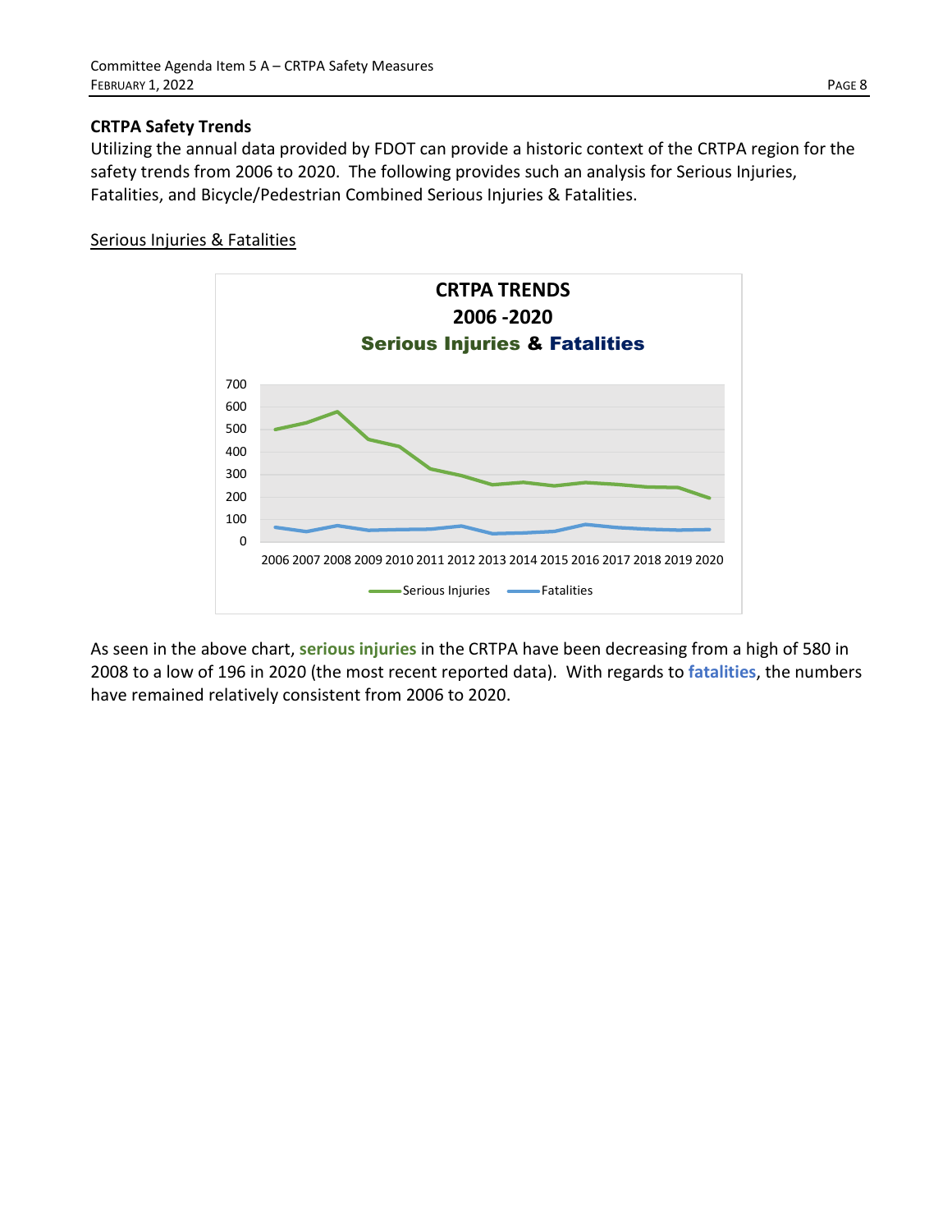### CRTPA Safety Trends

Utilizing the annual data provided by FDOT can provide a historic context of the CRTPA region for the safety trends from 2006 to 2020. The following provides such an analysis for Serious Injuries, Fatalities, and Bicycle/Pedestrian Combined Serious Injuries & Fatalities.

Serious Injuries & Fatalities

As seen in the above chart, **serious injuries** in the CRTPA have been decreasing from a high of 580 in 2008 to a low of 196 in 2020 (the most recent reported data). With regards to **fatalities**, the numbers have remained relatively consistent from 2006 to 2020.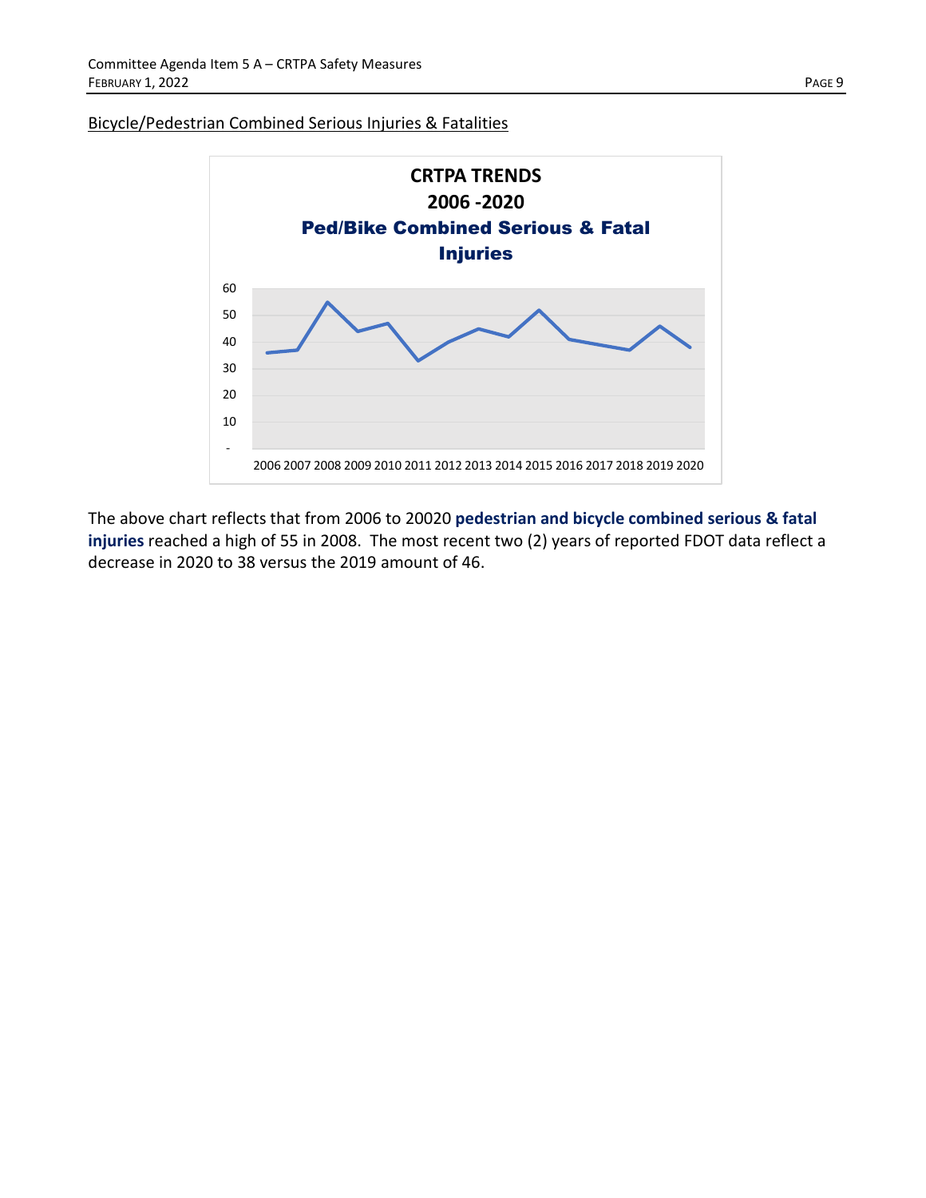Bicycle/Pedestrian Combined Serious Injuries & Fatalities

**CRTPA TRENDS**
**2006 -2020**
**Ped/Bike Combined Serious & Fatal Injuries**

60
50
40
30
20
10
-

2006 2007 2008 2009 2010 2011 2012 2013 2014 2015 2016 2017 2018 2019 2020

The above chart reflects that from 2006 to 20020 **pedestrian and bicycle combined serious & fatal injuries** reached a high of 55 in 2008. The most recent two (2) years of reported FDOT data reflect a decrease in 2020 to 38 versus the 2019 amount of 46.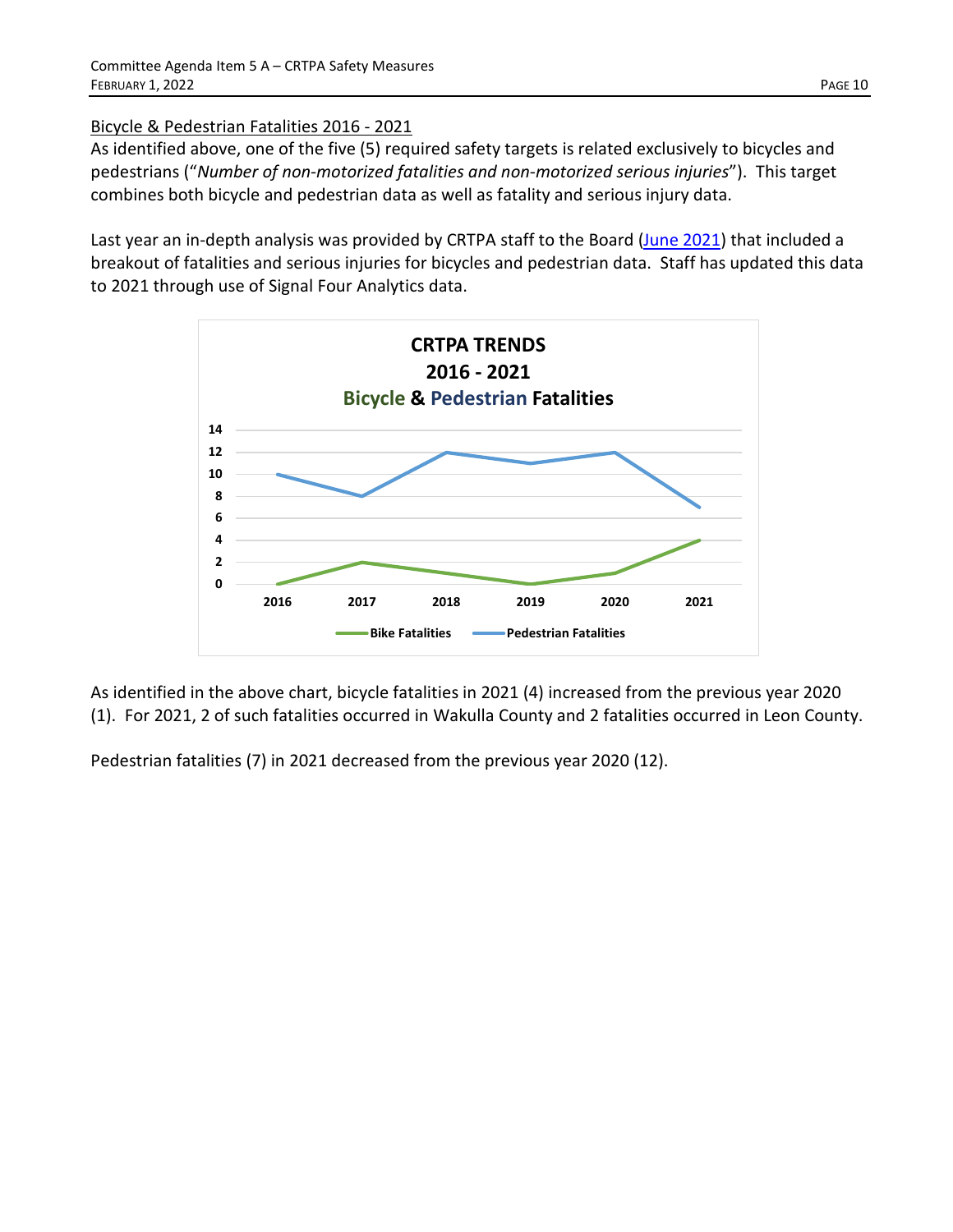## Bicycle & Pedestrian Fatalities 2016 - 2021

As identified above, one of the five (5) required safety targets is related exclusively to bicycles and pedestrians ("*Number of non-motorized fatalities and non-motorized serious injuries*"). This target combines both bicycle and pedestrian data as well as fatality and serious injury data.

Last year an in-depth analysis was provided by CRTPA staff to the Board (June 2021) that included a breakout of fatalities and serious injuries for bicycles and pedestrian data. Staff has updated this data to 2021 through use of Signal Four Analytics data.

**CRTPA TRENDS**
**2016 - 2021**
**Bicycle & Pedestrian Fatalities**

| Year | Bike Fatalities | Pedestrian Fatalities |
|---|---|---|
| 2016 | 0 | 10 |
| 2017 | 2 | 8 |
| 2018 | 1 | 12 |
| 2019 | 0 | 11 |
| 2020 | 1 | 12 |
| 2021 | 4 | 7 |

As identified in the above chart, bicycle fatalities in 2021 (4) increased from the previous year 2020 (1). For 2021, 2 of such fatalities occurred in Wakulla County and 2 fatalities occurred in Leon County.

Pedestrian fatalities (7) in 2021 decreased from the previous year 2020 (12).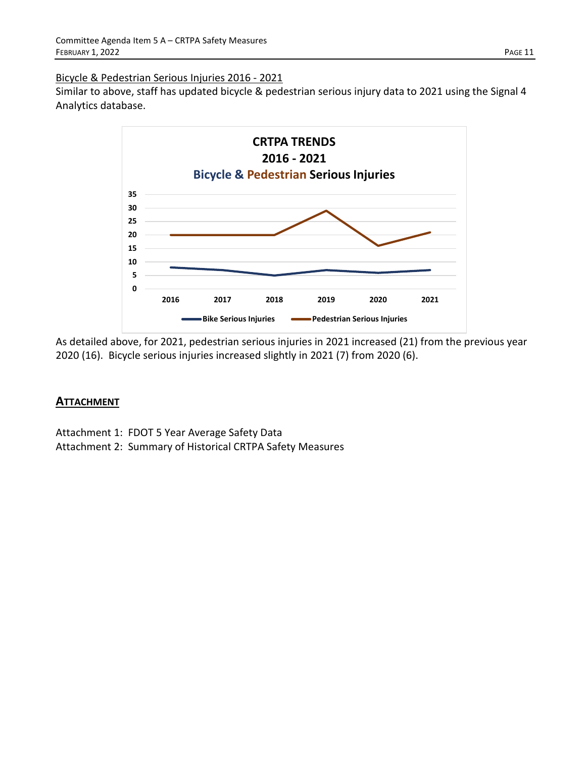Bicycle & Pedestrian Serious Injuries 2016 - 2021

Similar to above, staff has updated bicycle & pedestrian serious injury data to 2021 using the Signal 4 Analytics database.

CRTPA TRENDS
2016 - 2021
Bicycle & Pedestrian Serious Injuries

35
30
25
20
15
10
5
0

2016 2017 2018 2019 2020 2021

Bike Serious Injuries
Pedestrian Serious Injuries

As detailed above, for 2021, pedestrian serious injuries in 2021 increased (21) from the previous year 2020 (16). Bicycle serious injuries increased slightly in 2021 (7) from 2020 (6).

## ATTACHMENT

Attachment 1: FDOT 5 Year Average Safety Data
Attachment 2: Summary of Historical CRTPA Safety Measures